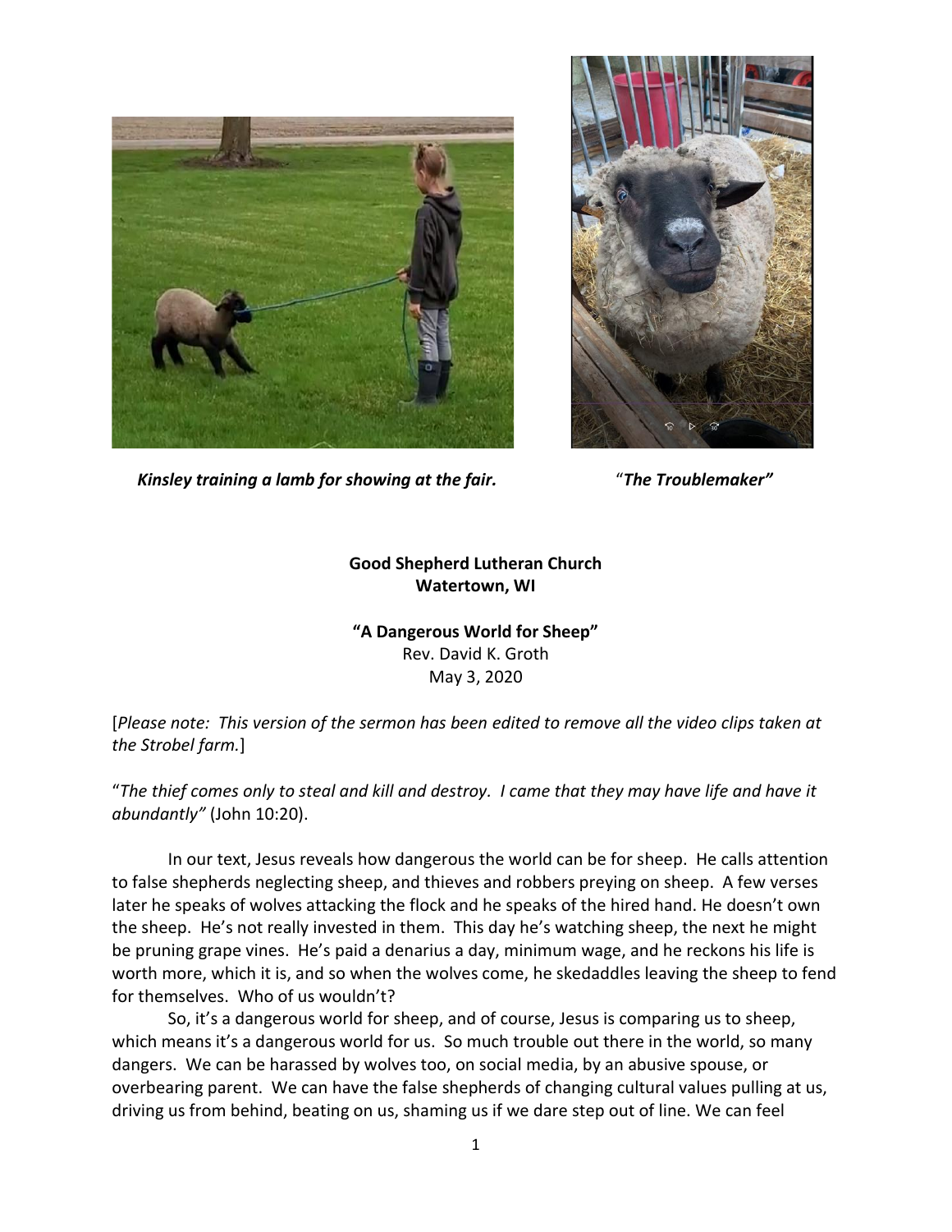*Kinsley training a lamb for showing at the fair.* "*The Troublemaker"*

**Good Shepherd Lutheran Church**
**Watertown, WI**

**"A Dangerous World for Sheep"**
Rev. David K. Groth
May 3, 2020

[*Please note: This version of the sermon has been edited to remove all the video clips taken at the Strobel farm.*]

"*The thief comes only to steal and kill and destroy. I came that they may have life and have it abundantly"* (John 10:20).

In our text, Jesus reveals how dangerous the world can be for sheep. He calls attention to false shepherds neglecting sheep, and thieves and robbers preying on sheep. A few verses later he speaks of wolves attacking the flock and he speaks of the hired hand. He doesn't own the sheep. He's not really invested in them. This day he's watching sheep, the next he might be pruning grape vines. He's paid a denarius a day, minimum wage, and he reckons his life is worth more, which it is, and so when the wolves come, he skedaddles leaving the sheep to fend for themselves. Who of us wouldn't?

So, it's a dangerous world for sheep, and of course, Jesus is comparing us to sheep, which means it's a dangerous world for us. So much trouble out there in the world, so many dangers. We can be harassed by wolves too, on social media, by an abusive spouse, or overbearing parent. We can have the false shepherds of changing cultural values pulling at us, driving us from behind, beating on us, shaming us if we dare step out of line. We can feel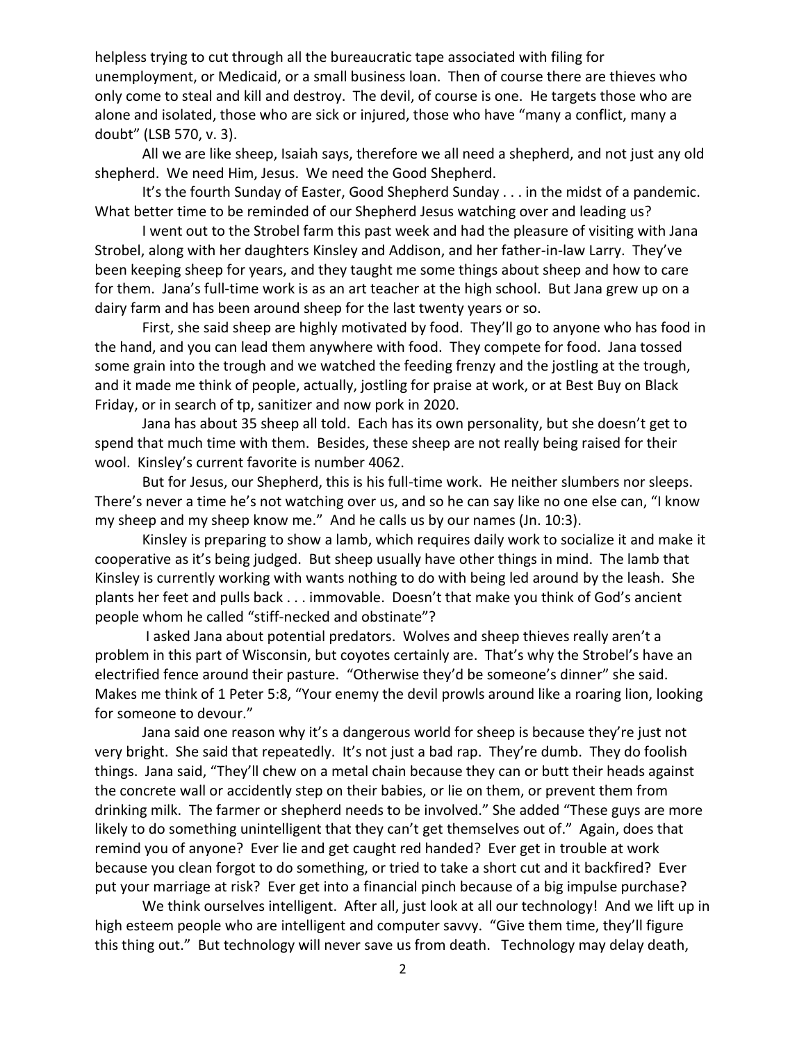helpless trying to cut through all the bureaucratic tape associated with filing for unemployment, or Medicaid, or a small business loan. Then of course there are thieves who only come to steal and kill and destroy. The devil, of course is one. He targets those who are alone and isolated, those who are sick or injured, those who have "many a conflict, many a doubt" (LSB 570, v. 3).

All we are like sheep, Isaiah says, therefore we all need a shepherd, and not just any old shepherd. We need Him, Jesus. We need the Good Shepherd.

It's the fourth Sunday of Easter, Good Shepherd Sunday . . . in the midst of a pandemic. What better time to be reminded of our Shepherd Jesus watching over and leading us?

I went out to the Strobel farm this past week and had the pleasure of visiting with Jana Strobel, along with her daughters Kinsley and Addison, and her father-in-law Larry. They've been keeping sheep for years, and they taught me some things about sheep and how to care for them. Jana's full-time work is as an art teacher at the high school. But Jana grew up on a dairy farm and has been around sheep for the last twenty years or so.

First, she said sheep are highly motivated by food. They'll go to anyone who has food in the hand, and you can lead them anywhere with food. They compete for food. Jana tossed some grain into the trough and we watched the feeding frenzy and the jostling at the trough, and it made me think of people, actually, jostling for praise at work, or at Best Buy on Black Friday, or in search of tp, sanitizer and now pork in 2020.

Jana has about 35 sheep all told. Each has its own personality, but she doesn't get to spend that much time with them. Besides, these sheep are not really being raised for their wool. Kinsley's current favorite is number 4062.

But for Jesus, our Shepherd, this is his full-time work. He neither slumbers nor sleeps. There's never a time he's not watching over us, and so he can say like no one else can, "I know my sheep and my sheep know me." And he calls us by our names (Jn. 10:3).

Kinsley is preparing to show a lamb, which requires daily work to socialize it and make it cooperative as it's being judged. But sheep usually have other things in mind. The lamb that Kinsley is currently working with wants nothing to do with being led around by the leash. She plants her feet and pulls back . . . immovable. Doesn't that make you think of God's ancient people whom he called "stiff-necked and obstinate"?

I asked Jana about potential predators. Wolves and sheep thieves really aren't a problem in this part of Wisconsin, but coyotes certainly are. That's why the Strobel's have an electrified fence around their pasture. "Otherwise they'd be someone's dinner" she said. Makes me think of 1 Peter 5:8, "Your enemy the devil prowls around like a roaring lion, looking for someone to devour."

Jana said one reason why it's a dangerous world for sheep is because they're just not very bright. She said that repeatedly. It's not just a bad rap. They're dumb. They do foolish things. Jana said, "They'll chew on a metal chain because they can or butt their heads against the concrete wall or accidently step on their babies, or lie on them, or prevent them from drinking milk. The farmer or shepherd needs to be involved." She added "These guys are more likely to do something unintelligent that they can't get themselves out of." Again, does that remind you of anyone? Ever lie and get caught red handed? Ever get in trouble at work because you clean forgot to do something, or tried to take a short cut and it backfired? Ever put your marriage at risk? Ever get into a financial pinch because of a big impulse purchase?

We think ourselves intelligent. After all, just look at all our technology! And we lift up in high esteem people who are intelligent and computer savvy. "Give them time, they'll figure this thing out." But technology will never save us from death. Technology may delay death,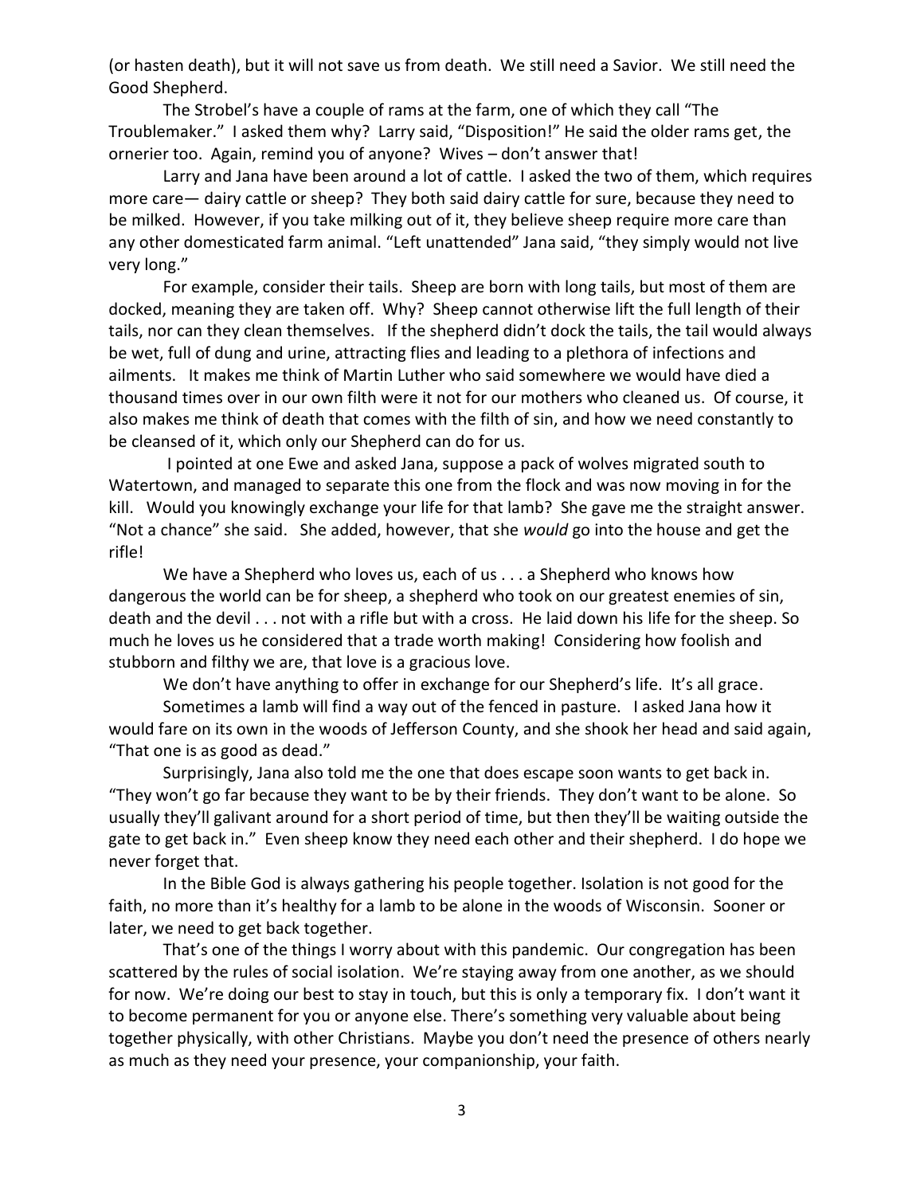(or hasten death), but it will not save us from death. We still need a Savior. We still need the Good Shepherd.

The Strobel's have a couple of rams at the farm, one of which they call "The Troublemaker." I asked them why? Larry said, "Disposition!" He said the older rams get, the ornerier too. Again, remind you of anyone? Wives – don't answer that!

Larry and Jana have been around a lot of cattle. I asked the two of them, which requires more care— dairy cattle or sheep? They both said dairy cattle for sure, because they need to be milked. However, if you take milking out of it, they believe sheep require more care than any other domesticated farm animal. "Left unattended" Jana said, "they simply would not live very long."

For example, consider their tails. Sheep are born with long tails, but most of them are docked, meaning they are taken off. Why? Sheep cannot otherwise lift the full length of their tails, nor can they clean themselves. If the shepherd didn't dock the tails, the tail would always be wet, full of dung and urine, attracting flies and leading to a plethora of infections and ailments. It makes me think of Martin Luther who said somewhere we would have died a thousand times over in our own filth were it not for our mothers who cleaned us. Of course, it also makes me think of death that comes with the filth of sin, and how we need constantly to be cleansed of it, which only our Shepherd can do for us.

I pointed at one Ewe and asked Jana, suppose a pack of wolves migrated south to Watertown, and managed to separate this one from the flock and was now moving in for the kill. Would you knowingly exchange your life for that lamb? She gave me the straight answer. "Not a chance" she said. She added, however, that she *would* go into the house and get the rifle!

We have a Shepherd who loves us, each of us . . . a Shepherd who knows how dangerous the world can be for sheep, a shepherd who took on our greatest enemies of sin, death and the devil . . . not with a rifle but with a cross. He laid down his life for the sheep. So much he loves us he considered that a trade worth making! Considering how foolish and stubborn and filthy we are, that love is a gracious love.

We don't have anything to offer in exchange for our Shepherd's life. It's all grace.

Sometimes a lamb will find a way out of the fenced in pasture. I asked Jana how it would fare on its own in the woods of Jefferson County, and she shook her head and said again, "That one is as good as dead."

Surprisingly, Jana also told me the one that does escape soon wants to get back in. "They won't go far because they want to be by their friends. They don't want to be alone. So usually they'll galivant around for a short period of time, but then they'll be waiting outside the gate to get back in." Even sheep know they need each other and their shepherd. I do hope we never forget that.

In the Bible God is always gathering his people together. Isolation is not good for the faith, no more than it's healthy for a lamb to be alone in the woods of Wisconsin. Sooner or later, we need to get back together.

That's one of the things I worry about with this pandemic. Our congregation has been scattered by the rules of social isolation. We're staying away from one another, as we should for now. We're doing our best to stay in touch, but this is only a temporary fix. I don't want it to become permanent for you or anyone else. There's something very valuable about being together physically, with other Christians. Maybe you don't need the presence of others nearly as much as they need your presence, your companionship, your faith.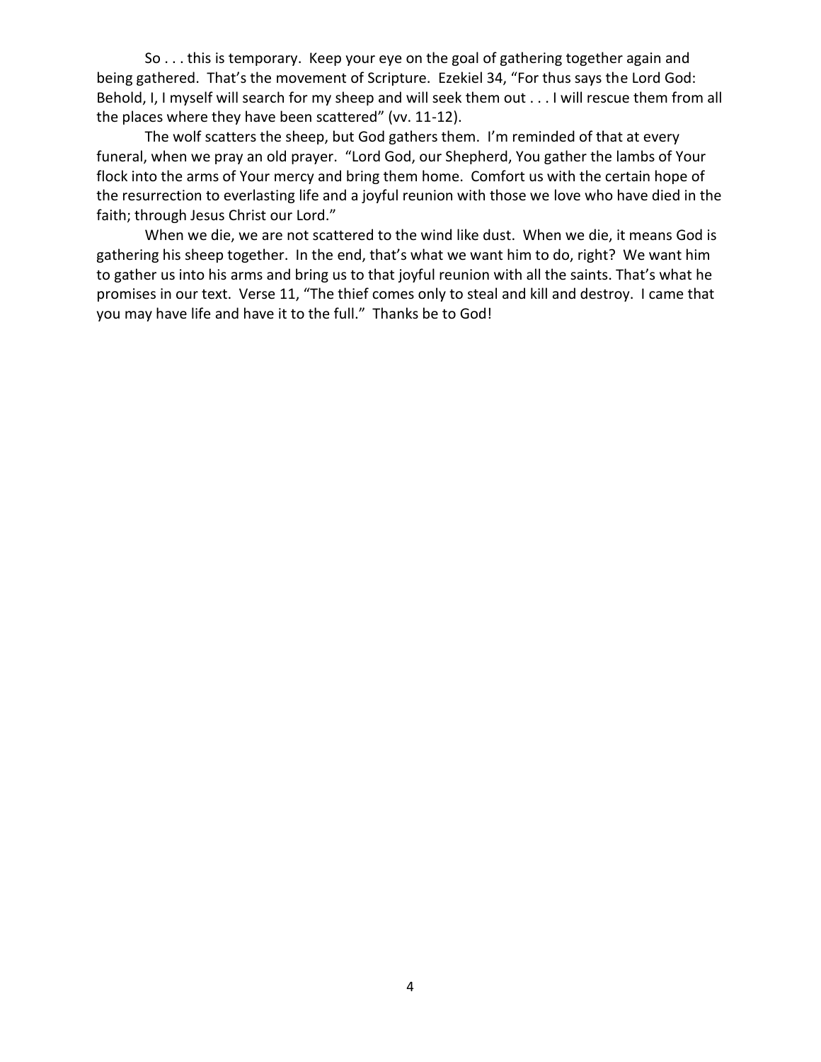So . . . this is temporary. Keep your eye on the goal of gathering together again and being gathered. That's the movement of Scripture. Ezekiel 34, "For thus says the Lord God: Behold, I, I myself will search for my sheep and will seek them out . . . I will rescue them from all the places where they have been scattered" (vv. 11-12).

The wolf scatters the sheep, but God gathers them. I'm reminded of that at every funeral, when we pray an old prayer. "Lord God, our Shepherd, You gather the lambs of Your flock into the arms of Your mercy and bring them home. Comfort us with the certain hope of the resurrection to everlasting life and a joyful reunion with those we love who have died in the faith; through Jesus Christ our Lord."

When we die, we are not scattered to the wind like dust. When we die, it means God is gathering his sheep together. In the end, that's what we want him to do, right? We want him to gather us into his arms and bring us to that joyful reunion with all the saints. That's what he promises in our text. Verse 11, "The thief comes only to steal and kill and destroy. I came that you may have life and have it to the full." Thanks be to God!